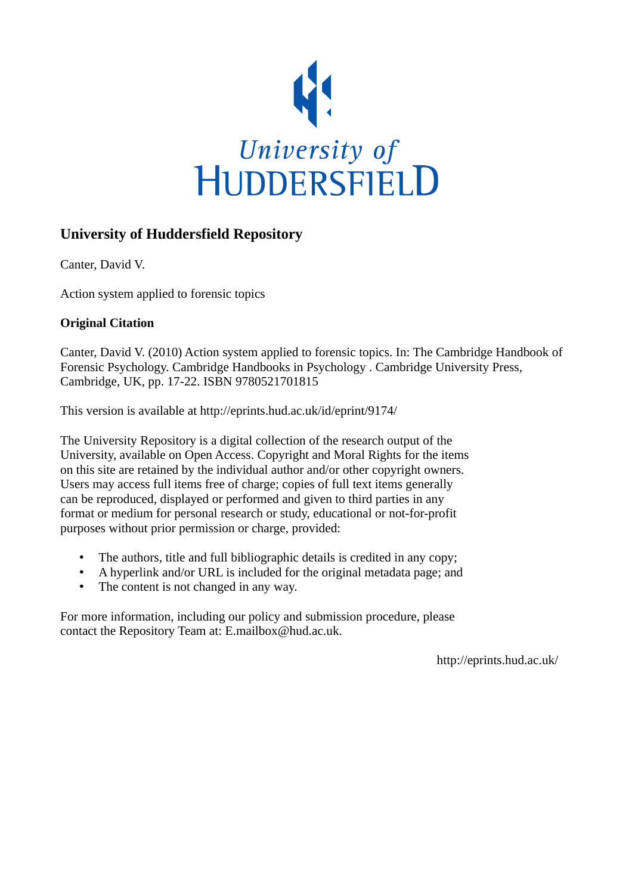University of
HUDDERSFIELD

## University of Huddersfield Repository

Canter, David V.

Action system applied to forensic topics

**Original Citation**

Canter, David V. (2010) Action system applied to forensic topics. In: The Cambridge Handbook of Forensic Psychology. Cambridge Handbooks in Psychology . Cambridge University Press, Cambridge, UK, pp. 17-22. ISBN 9780521701815

This version is available at http://eprints.hud.ac.uk/id/eprint/9174/

The University Repository is a digital collection of the research output of the University, available on Open Access. Copyright and Moral Rights for the items on this site are retained by the individual author and/or other copyright owners. Users may access full items free of charge; copies of full text items generally can be reproduced, displayed or performed and given to third parties in any format or medium for personal research or study, educational or not-for-profit purposes without prior permission or charge, provided:

- The authors, title and full bibliographic details is credited in any copy;
- A hyperlink and/or URL is included for the original metadata page; and
- The content is not changed in any way.

For more information, including our policy and submission procedure, please contact the Repository Team at: E.mailbox@hud.ac.uk.

http://eprints.hud.ac.uk/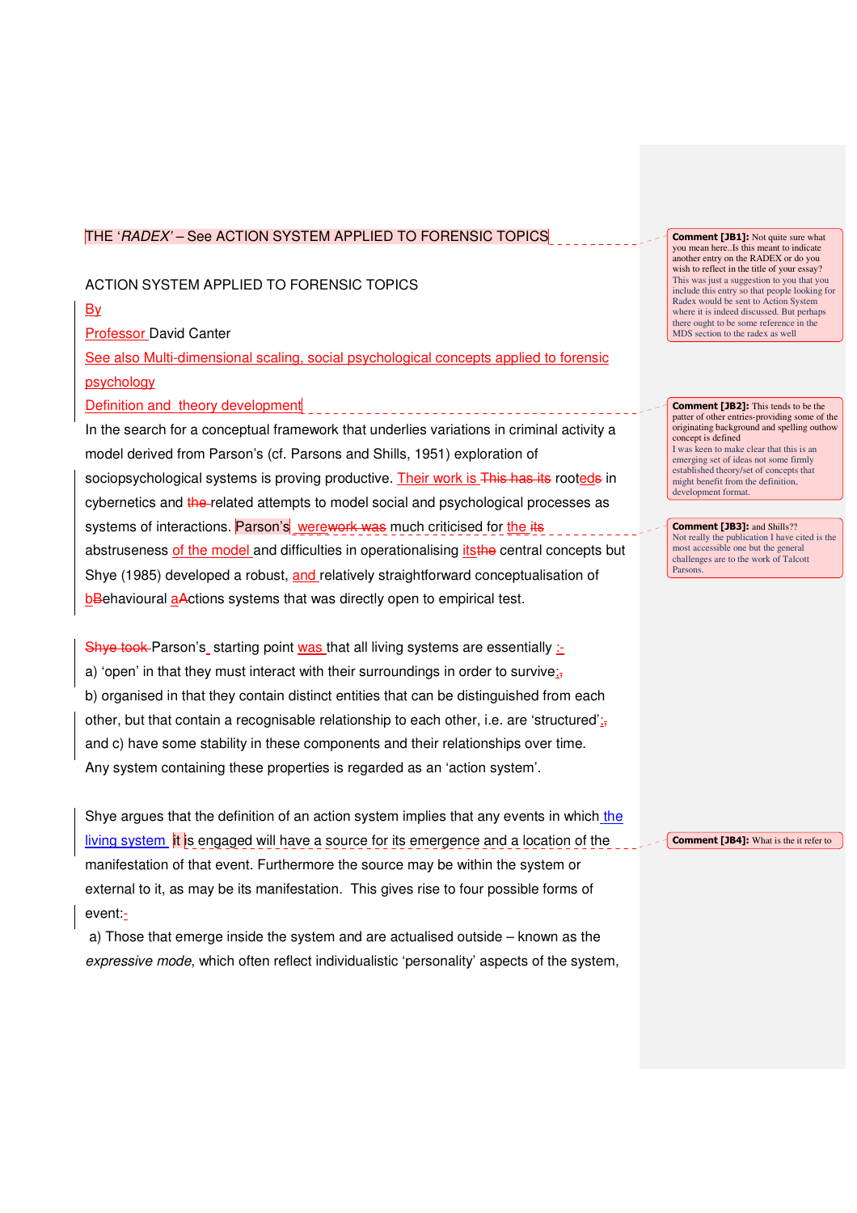THE '*RADEX*' – See ACTION SYSTEM APPLIED TO FORENSIC TOPICS

ACTION SYSTEM APPLIED TO FORENSIC TOPICS

By

Professor David Canter

See also Multi-dimensional scaling, social psychological concepts applied to forensic psychology

Definition and theory development

In the search for a conceptual framework that underlies variations in criminal activity a model derived from Parson's (cf. Parsons and Shills, 1951) exploration of sociopsychological systems is proving productive. Their work is rooted in cybernetics and related attempts to model social and psychological processes as systems of interactions. Parson's work was much criticised for the abstruseness of the model and difficulties in operationalising its central concepts but Shye (1985) developed a robust, and relatively straightforward conceptualisation of behavioural actions systems that was directly open to empirical test.

Parson's starting point was that all living systems are essentially :

a) 'open' in that they must interact with their surroundings in order to survive;

b) organised in that they contain distinct entities that can be distinguished from each other, but that contain a recognisable relationship to each other, i.e. are 'structured';

and c) have some stability in these components and their relationships over time.

Any system containing these properties is regarded as an 'action system'.

Shye argues that the definition of an action system implies that any events in which the living system is engaged will have a source for its emergence and a location of the manifestation of that event. Furthermore the source may be within the system or external to it, as may be its manifestation. This gives rise to four possible forms of event:

a) Those that emerge inside the system and are actualised outside – known as the *expressive mode*, which often reflect individualistic 'personality' aspects of the system,

**Comment [JB1]:** Not quite sure what you mean here..Is this meant to indicate another entry on the RADEX or do you wish to reflect in the title of your essay? This was just a suggestion to you that you include this entry so that people looking for Radex would be sent to Action System where it is indeed discussed. But perhaps there ought to be some reference in the MDS section to the radex as well

**Comment [JB2]:** This tends to be the patter of other entries-providing some of the originating background and spelling outhow concept is defined I was keen to make clear that this is an emerging set of ideas not some firmly established theory/set of concepts that might benefit from the definition, development format.

**Comment [JB3]:** and Shills?? Not really the publication I have cited is the most accessible one but the general challenges are to the work of Talcott Parsons.

**Comment [JB4]:** What is the it refer to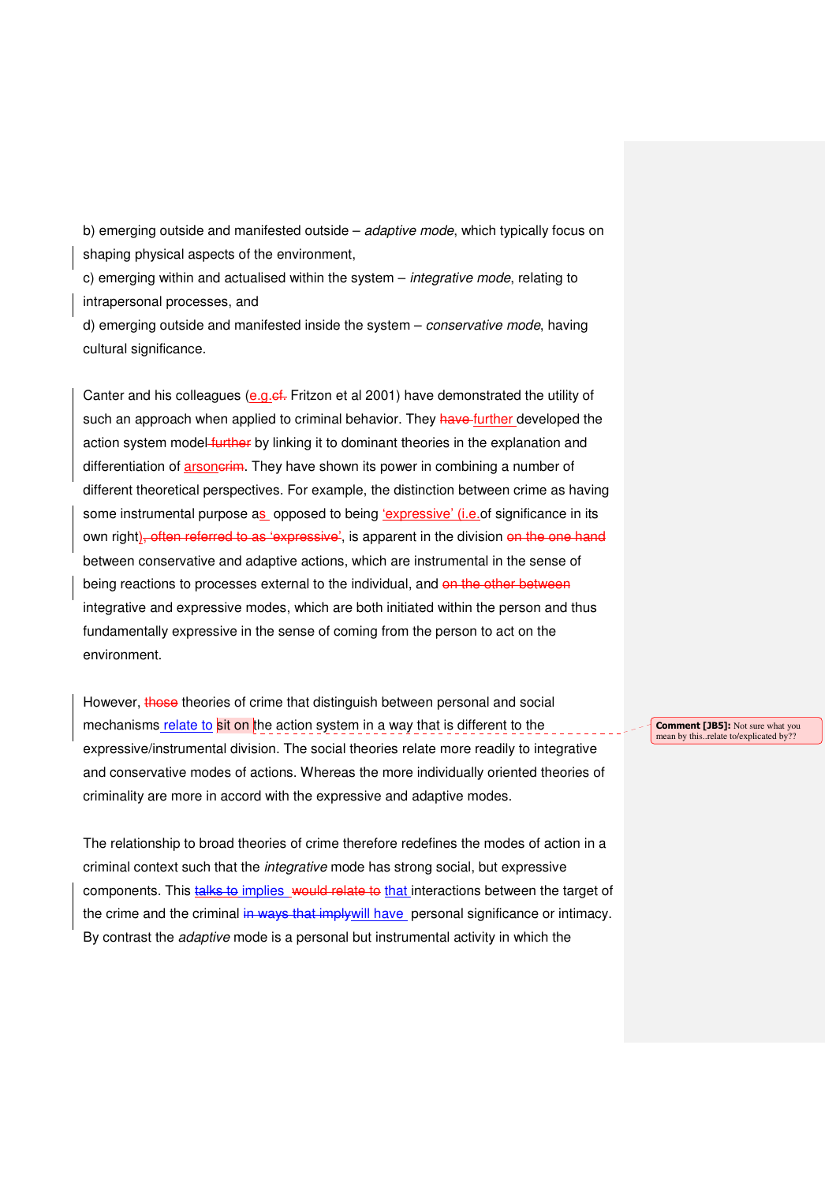b) emerging outside and manifested outside – *adaptive mode*, which typically focus on shaping physical aspects of the environment,

c) emerging within and actualised within the system – *integrative mode*, relating to intrapersonal processes, and

d) emerging outside and manifested inside the system – *conservative mode*, having cultural significance.

Canter and his colleagues (e.g. ~~cf.~~ Fritzon et al 2001) have demonstrated the utility of such an approach when applied to criminal behavior. They ~~have~~ further developed the action system model ~~further~~ by linking it to dominant theories in the explanation and differentiation of arson~~crim~~. They have shown its power in combining a number of different theoretical perspectives. For example, the distinction between crime as having some instrumental purpose as opposed to being 'expressive' (i.e.of significance in its own right)~~, often referred to as 'expressive'~~, is apparent in the division ~~on the one hand~~ between conservative and adaptive actions, which are instrumental in the sense of being reactions to processes external to the individual, and ~~on the other between~~ integrative and expressive modes, which are both initiated within the person and thus fundamentally expressive in the sense of coming from the person to act on the environment.

However, ~~those~~ theories of crime that distinguish between personal and social mechanisms relate to sit on the action system in a way that is different to the expressive/instrumental division. The social theories relate more readily to integrative and conservative modes of actions. Whereas the more individually oriented theories of criminality are more in accord with the expressive and adaptive modes.

**Comment [JB5]:** Not sure what you mean by this..relate to/explicated by??

The relationship to broad theories of crime therefore redefines the modes of action in a criminal context such that the *integrative* mode has strong social, but expressive components. This ~~talks to~~ implies ~~would relate to~~ that interactions between the target of the crime and the criminal ~~in ways that imply~~will have personal significance or intimacy. By contrast the *adaptive* mode is a personal but instrumental activity in which the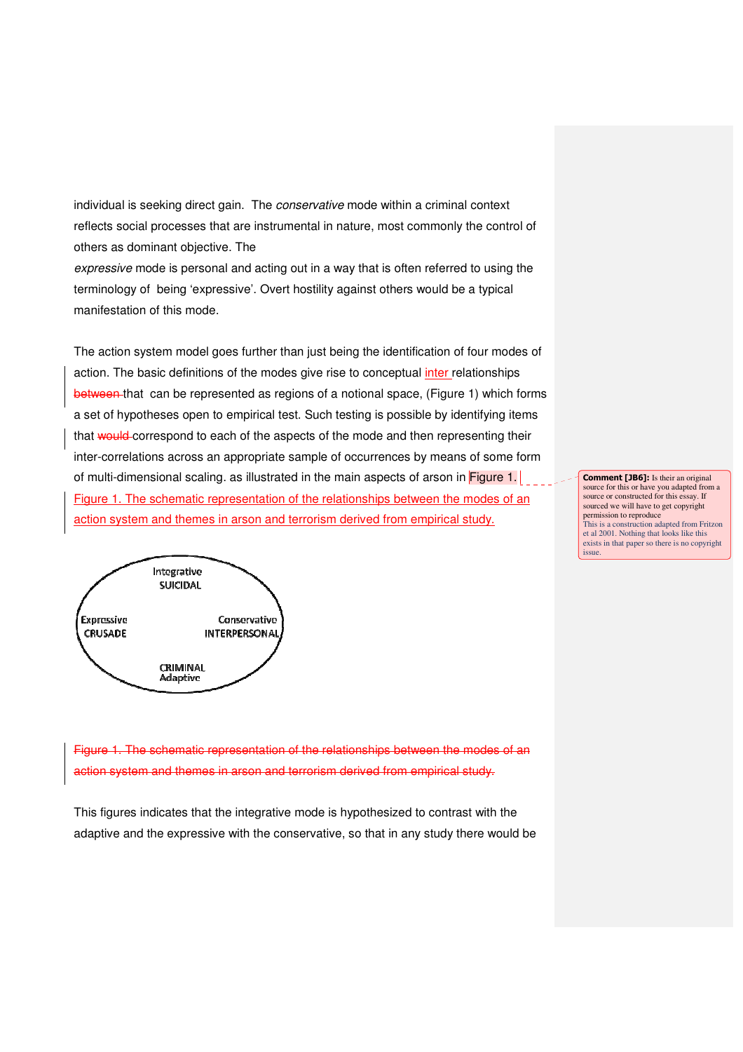individual is seeking direct gain. The *conservative* mode within a criminal context reflects social processes that are instrumental in nature, most commonly the control of others as dominant objective. The

*expressive* mode is personal and acting out in a way that is often referred to using the terminology of being 'expressive'. Overt hostility against others would be a typical manifestation of this mode.

The action system model goes further than just being the identification of four modes of action. The basic definitions of the modes give rise to conceptual inter relationships ~~between~~ that can be represented as regions of a notional space, (Figure 1) which forms a set of hypotheses open to empirical test. Such testing is possible by identifying items that ~~would~~ correspond to each of the aspects of the mode and then representing their inter-correlations across an appropriate sample of occurrences by means of some form of multi-dimensional scaling. as illustrated in the main aspects of arson in Figure 1.

Figure 1. The schematic representation of the relationships between the modes of an action system and themes in arson and terrorism derived from empirical study.

Integrative
SUICIDAL

Expressive
CRUSADE

Conservative
INTERPERSONAL

CRIMINAL
Adaptive

~~Figure 1. The schematic representation of the relationships between the modes of an action system and themes in arson and terrorism derived from empirical study.~~

This figures indicates that the integrative mode is hypothesized to contrast with the adaptive and the expressive with the conservative, so that in any study there would be

**Comment [JB6]:** Is their an original source for this or have you adapted from a source or constructed for this essay. If sourced we will have to get copyright permission to reproduce
This is a construction adapted from Fritzon et al 2001. Nothing that looks like this exists in that paper so there is no copyright issue.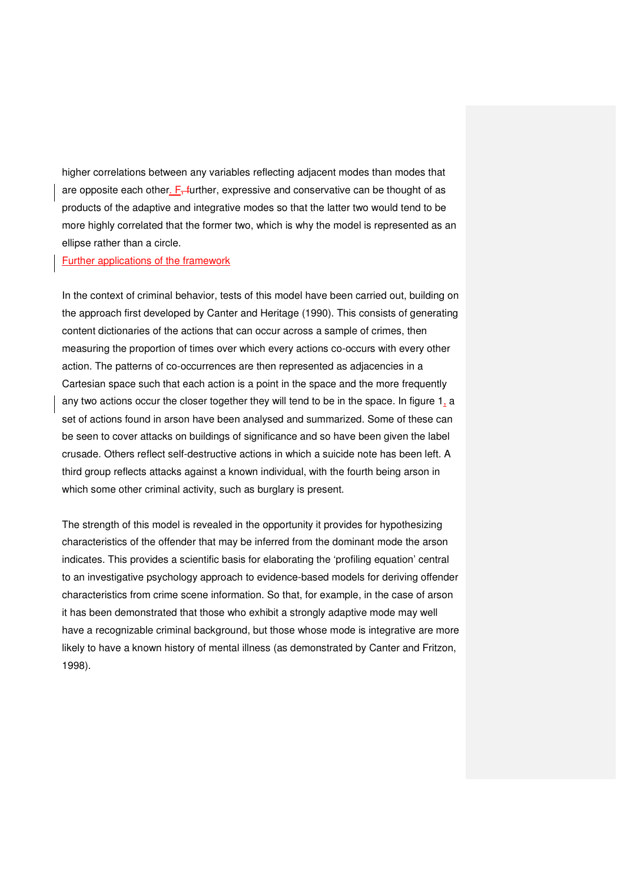higher correlations between any variables reflecting adjacent modes than modes that are opposite each other. Further, expressive and conservative can be thought of as products of the adaptive and integrative modes so that the latter two would tend to be more highly correlated that the former two, which is why the model is represented as an ellipse rather than a circle.

## Further applications of the framework

In the context of criminal behavior, tests of this model have been carried out, building on the approach first developed by Canter and Heritage (1990). This consists of generating content dictionaries of the actions that can occur across a sample of crimes, then measuring the proportion of times over which every actions co-occurs with every other action. The patterns of co-occurrences are then represented as adjacencies in a Cartesian space such that each action is a point in the space and the more frequently any two actions occur the closer together they will tend to be in the space. In figure 1, a set of actions found in arson have been analysed and summarized. Some of these can be seen to cover attacks on buildings of significance and so have been given the label crusade. Others reflect self-destructive actions in which a suicide note has been left. A third group reflects attacks against a known individual, with the fourth being arson in which some other criminal activity, such as burglary is present.

The strength of this model is revealed in the opportunity it provides for hypothesizing characteristics of the offender that may be inferred from the dominant mode the arson indicates. This provides a scientific basis for elaborating the 'profiling equation' central to an investigative psychology approach to evidence-based models for deriving offender characteristics from crime scene information. So that, for example, in the case of arson it has been demonstrated that those who exhibit a strongly adaptive mode may well have a recognizable criminal background, but those whose mode is integrative are more likely to have a known history of mental illness (as demonstrated by Canter and Fritzon, 1998).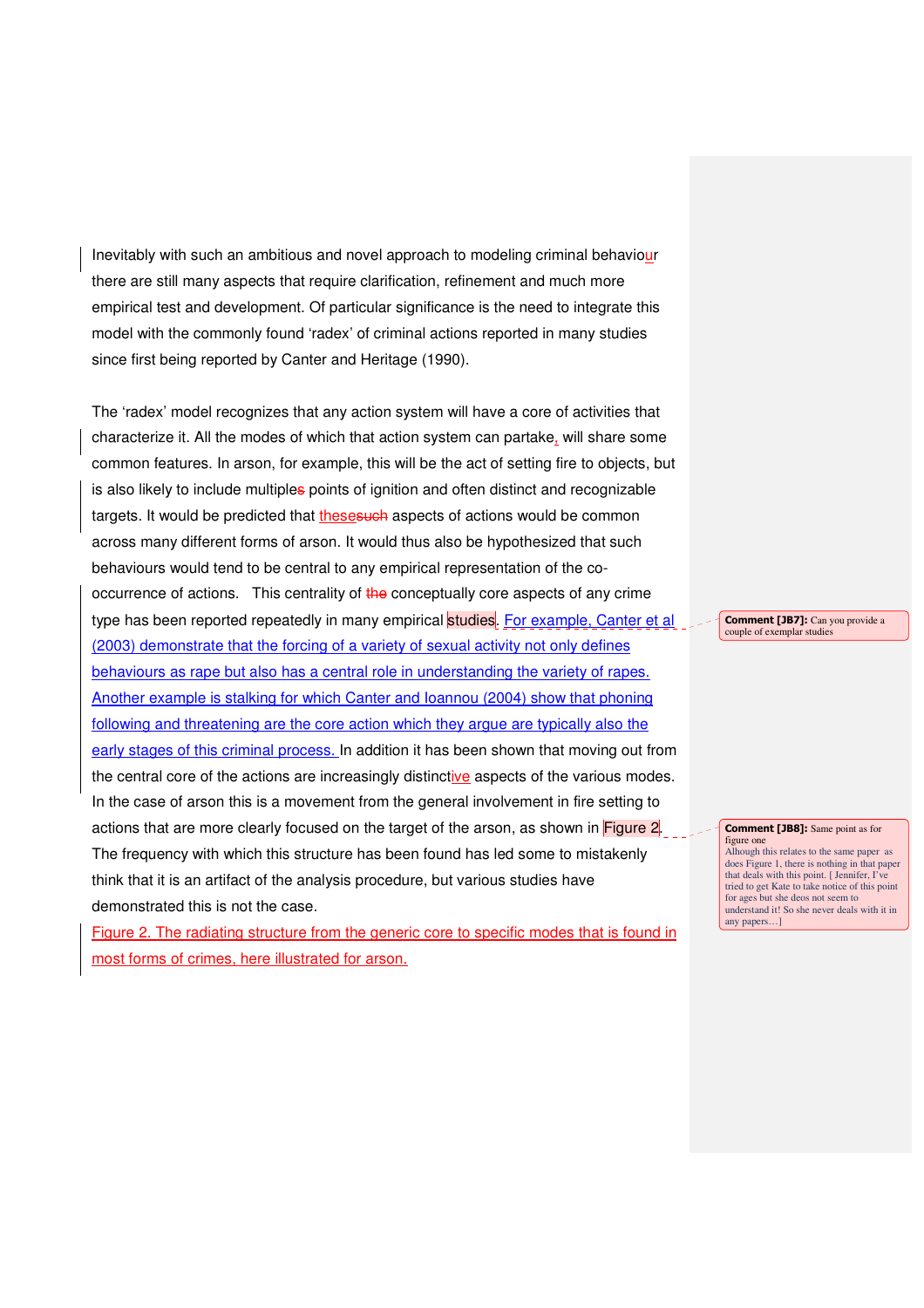Inevitably with such an ambitious and novel approach to modeling criminal behaviour there are still many aspects that require clarification, refinement and much more empirical test and development. Of particular significance is the need to integrate this model with the commonly found 'radex' of criminal actions reported in many studies since first being reported by Canter and Heritage (1990).

The 'radex' model recognizes that any action system will have a core of activities that characterize it. All the modes of which that action system can partake, will share some common features. In arson, for example, this will be the act of setting fire to objects, but is also likely to include multiple points of ignition and often distinct and recognizable targets. It would be predicted that these aspects of actions would be common across many different forms of arson. It would thus also be hypothesized that such behaviours would tend to be central to any empirical representation of the co-occurrence of actions. This centrality of conceptually core aspects of any crime type has been reported repeatedly in many empirical studies. For example, Canter et al (2003) demonstrate that the forcing of a variety of sexual activity not only defines behaviours as rape but also has a central role in understanding the variety of rapes. Another example is stalking for which Canter and Ioannou (2004) show that phoning following and threatening are the core action which they argue are typically also the early stages of this criminal process. In addition it has been shown that moving out from the central core of the actions are increasingly distinctive aspects of the various modes. In the case of arson this is a movement from the general involvement in fire setting to actions that are more clearly focused on the target of the arson, as shown in Figure 2. The frequency with which this structure has been found has led some to mistakenly think that it is an artifact of the analysis procedure, but various studies have demonstrated this is not the case.

Figure 2. The radiating structure from the generic core to specific modes that is found in most forms of crimes, here illustrated for arson.

**Comment [JB7]:** Can you provide a couple of exemplar studies

**Comment [JB8]:** Same point as for figure one
Alhough this relates to the same paper as does Figure 1, there is nothing in that paper that deals with this point. [ Jennifer, I've tried to get Kate to take notice of this point for ages but she deos not seem to understand it! So she never deals with it in any papers…]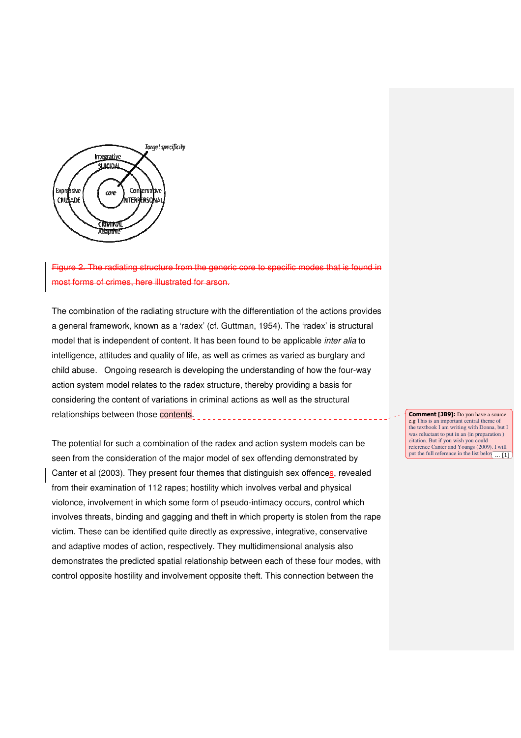Figure 2. The radiating structure from the generic core to specific modes that is found in most forms of crimes, here illustrated for arson.

The combination of the radiating structure with the differentiation of the actions provides a general framework, known as a 'radex' (cf. Guttman, 1954). The 'radex' is structural model that is independent of content. It has been found to be applicable *inter alia* to intelligence, attitudes and quality of life, as well as crimes as varied as burglary and child abuse. Ongoing research is developing the understanding of how the four-way action system model relates to the radex structure, thereby providing a basis for considering the content of variations in criminal actions as well as the structural relationships between those contents.

**Comment [JB9]:** Do you have a source e.g This is an important central theme of the textbook I am writing with Donna, but I was reluctant to put in an (in preparation ) citation. But if you wish you could reference Canter and Youngs (2009). I will put the full reference in the list below ... [1]

The potential for such a combination of the radex and action system models can be seen from the consideration of the major model of sex offending demonstrated by Canter et al (2003). They present four themes that distinguish sex offences, revealed from their examination of 112 rapes; hostility which involves verbal and physical violence, involvement in which some form of pseudo-intimacy occurs, control which involves threats, binding and gagging and theft in which property is stolen from the rape victim. These can be identified quite directly as expressive, integrative, conservative and adaptive modes of action, respectively. They multidimensional analysis also demonstrates the predicted spatial relationship between each of these four modes, with control opposite hostility and involvement opposite theft. This connection between the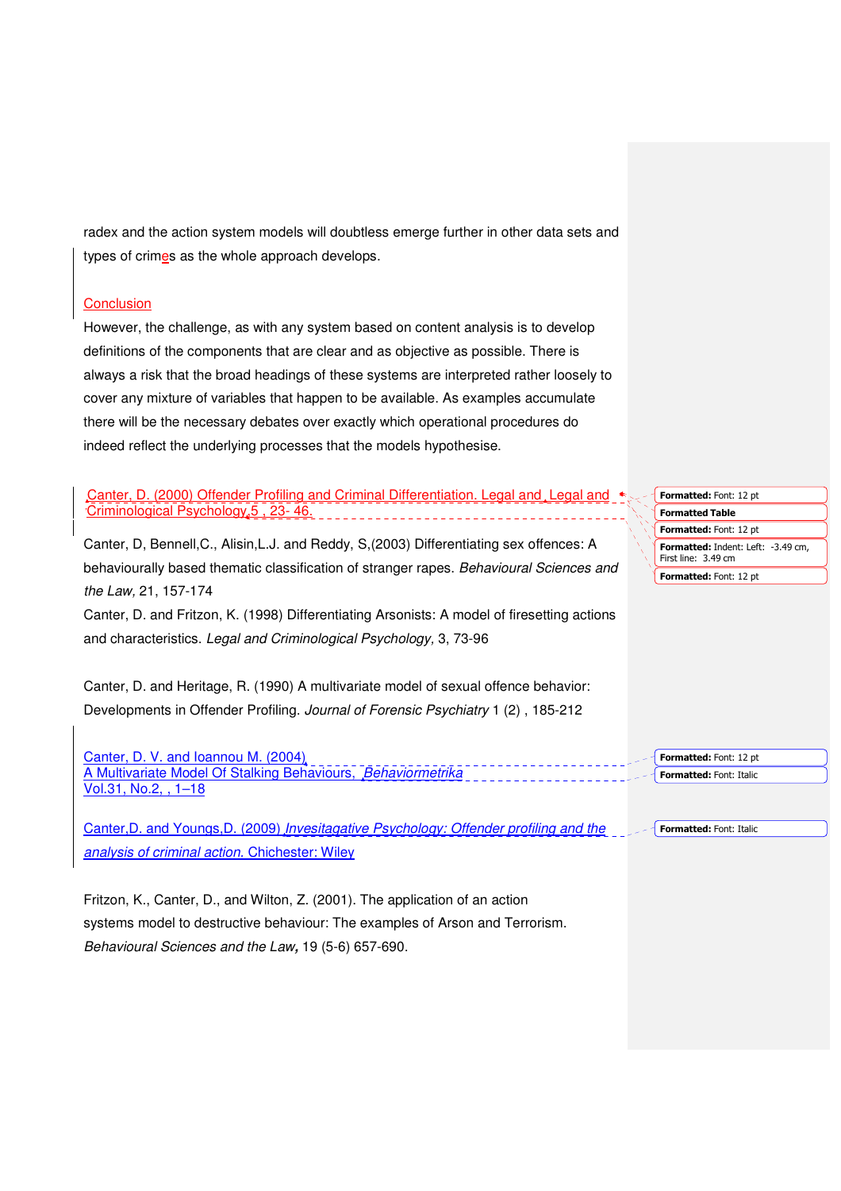radex and the action system models will doubtless emerge further in other data sets and types of crimes as the whole approach develops.

## Conclusion

However, the challenge, as with any system based on content analysis is to develop definitions of the components that are clear and as objective as possible. There is always a risk that the broad headings of these systems are interpreted rather loosely to cover any mixture of variables that happen to be available. As examples accumulate there will be the necessary debates over exactly which operational procedures do indeed reflect the underlying processes that the models hypothesise.

Canter, D. (2000) Offender Profiling and Criminal Differentiation. Legal and Legal and Criminological Psychology 5 , 23- 46.

Canter, D, Bennell,C., Alisin,L.J. and Reddy, S,(2003) Differentiating sex offences: A behaviourally based thematic classification of stranger rapes. *Behavioural Sciences and the Law,* 21, 157-174

Canter, D. and Fritzon, K. (1998) Differentiating Arsonists: A model of firesetting actions and characteristics. *Legal and Criminological Psychology*, 3, 73-96

Canter, D. and Heritage, R. (1990) A multivariate model of sexual offence behavior: Developments in Offender Profiling. *Journal of Forensic Psychiatry* 1 (2) , 185-212

Canter, D. V. and Ioannou M. (2004) A Multivariate Model Of Stalking Behaviours, *Behaviormetrika* Vol.31, No.2, , 1–18

Canter,D. and Youngs,D. (2009) *Invesitagative Psychology: Offender profiling and the analysis of criminal action.* Chichester: Wiley

Fritzon, K., Canter, D., and Wilton, Z. (2001). The application of an action systems model to destructive behaviour: The examples of Arson and Terrorism. *Behavioural Sciences and the Law,* 19 (5-6) 657-690.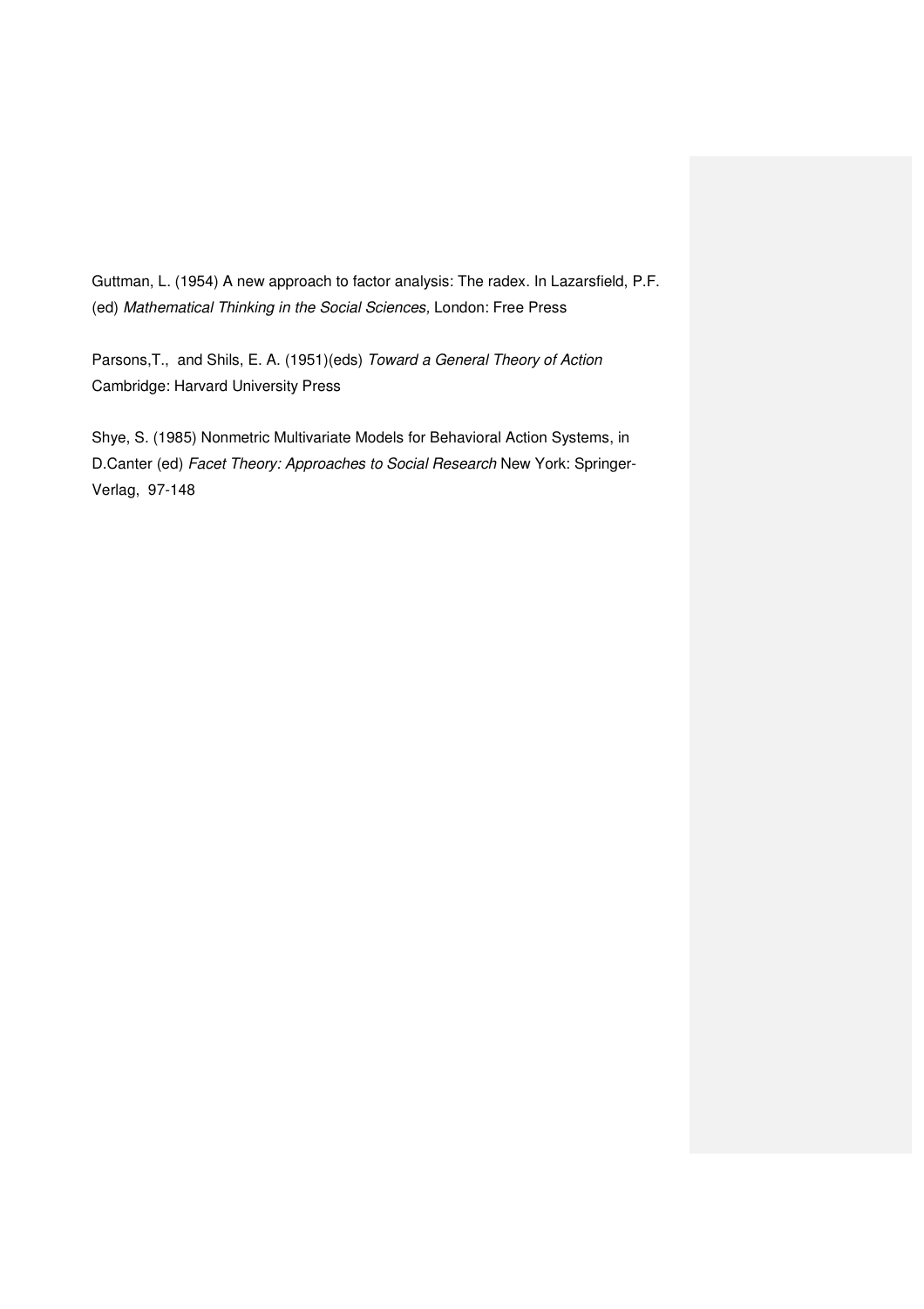Guttman, L. (1954) A new approach to factor analysis: The radex. In Lazarsfield, P.F. (ed) *Mathematical Thinking in the Social Sciences,* London: Free Press

Parsons,T., and Shils, E. A. (1951)(eds) *Toward a General Theory of Action* Cambridge: Harvard University Press

Shye, S. (1985) Nonmetric Multivariate Models for Behavioral Action Systems, in D.Canter (ed) *Facet Theory: Approaches to Social Research* New York: Springer-Verlag, 97-148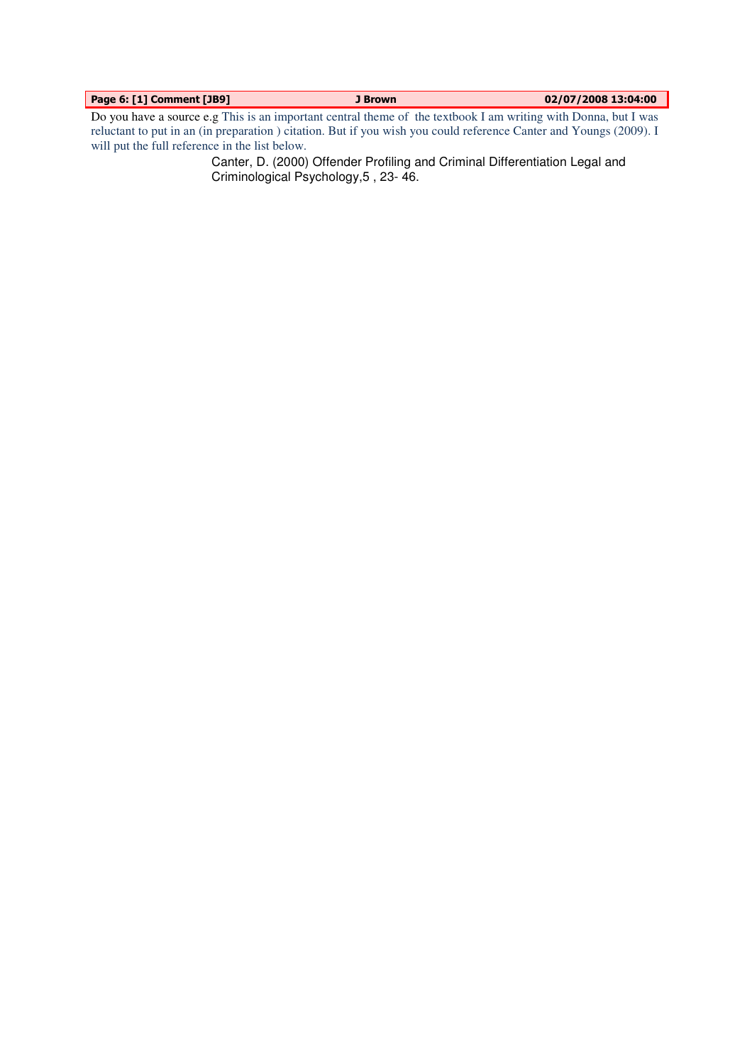**Page 6: [1] Comment [JB9]** **J Brown** **02/07/2008 13:04:00**

Do you have a source e.g This is an important central theme of the textbook I am writing with Donna, but I was reluctant to put in an (in preparation ) citation. But if you wish you could reference Canter and Youngs (2009). I will put the full reference in the list below.

Canter, D. (2000) Offender Profiling and Criminal Differentiation Legal and Criminological Psychology,5 , 23- 46.